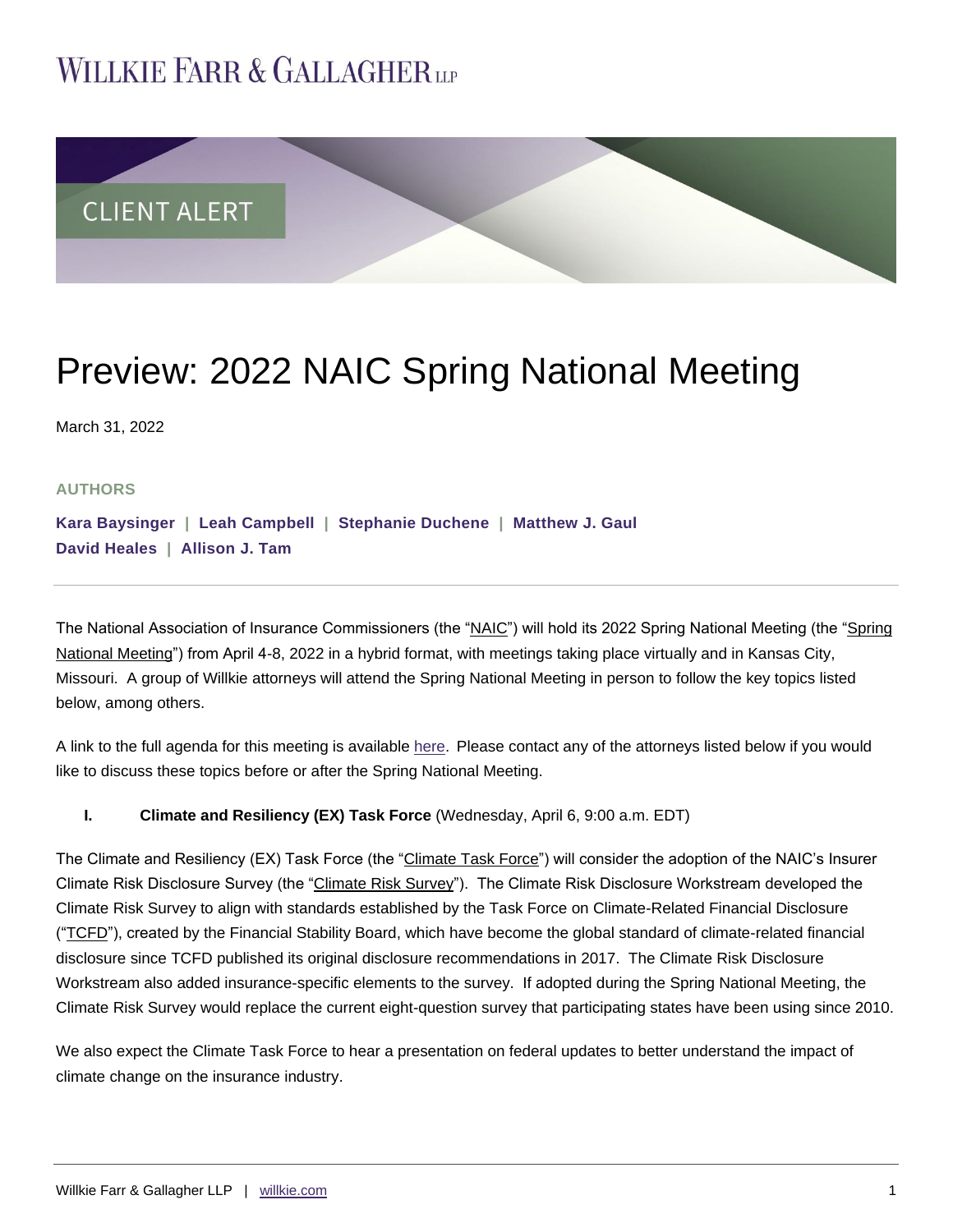# WILLKIE FARR & GALLAGHER LLP

CLIENT ALERT

# Preview: 2022 NAIC Spring National Meeting

March 31, 2022

**AUTHORS**

**Kara Baysinger | Leah Campbell | Stephanie Duchene | Matthew J. Gaul**
**David Heales | Allison J. Tam**

---

The National Association of Insurance Commissioners (the "NAIC") will hold its 2022 Spring National Meeting (the "Spring National Meeting") from April 4-8, 2022 in a hybrid format, with meetings taking place virtually and in Kansas City, Missouri. A group of Willkie attorneys will attend the Spring National Meeting in person to follow the key topics listed below, among others.

A link to the full agenda for this meeting is available here. Please contact any of the attorneys listed below if you would like to discuss these topics before or after the Spring National Meeting.

## I. **Climate and Resiliency (EX) Task Force** (Wednesday, April 6, 9:00 a.m. EDT)

The Climate and Resiliency (EX) Task Force (the "Climate Task Force") will consider the adoption of the NAIC's Insurer Climate Risk Disclosure Survey (the "Climate Risk Survey"). The Climate Risk Disclosure Workstream developed the Climate Risk Survey to align with standards established by the Task Force on Climate-Related Financial Disclosure ("TCFD"), created by the Financial Stability Board, which have become the global standard of climate-related financial disclosure since TCFD published its original disclosure recommendations in 2017. The Climate Risk Disclosure Workstream also added insurance-specific elements to the survey. If adopted during the Spring National Meeting, the Climate Risk Survey would replace the current eight-question survey that participating states have been using since 2010.

We also expect the Climate Task Force to hear a presentation on federal updates to better understand the impact of climate change on the insurance industry.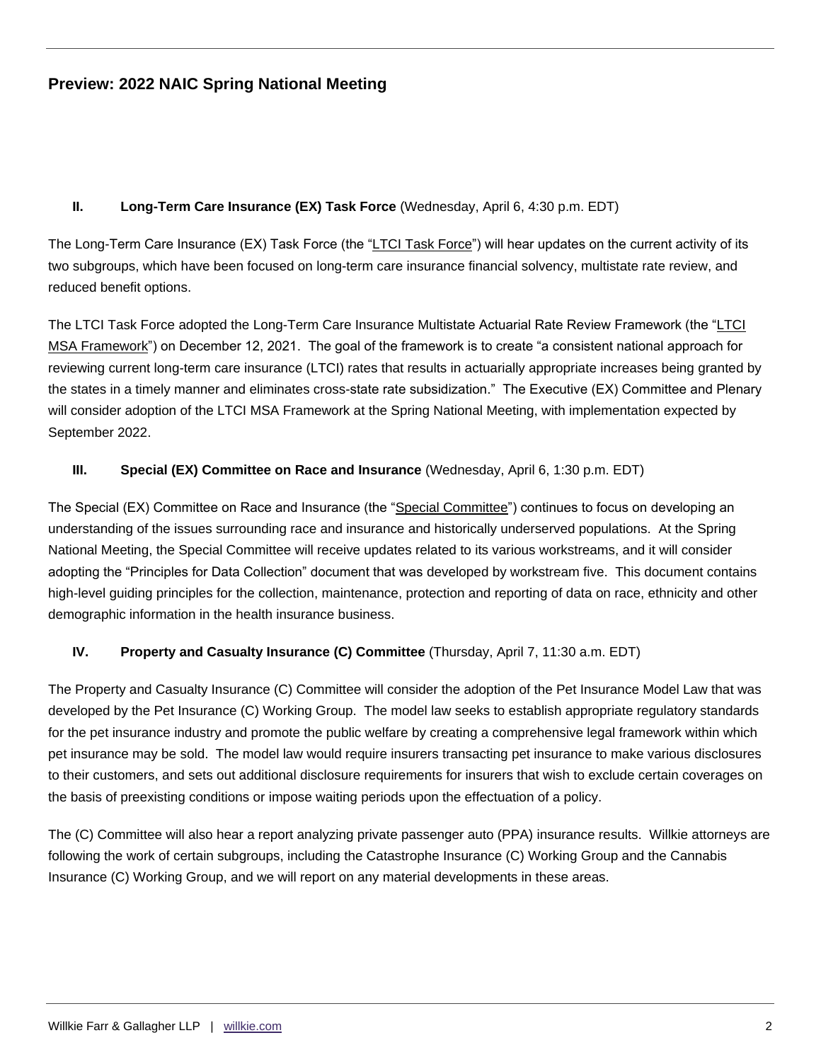## II. Long-Term Care Insurance (EX) Task Force (Wednesday, April 6, 4:30 p.m. EDT)

The Long-Term Care Insurance (EX) Task Force (the "LTCI Task Force") will hear updates on the current activity of its two subgroups, which have been focused on long-term care insurance financial solvency, multistate rate review, and reduced benefit options.

The LTCI Task Force adopted the Long-Term Care Insurance Multistate Actuarial Rate Review Framework (the "LTCI MSA Framework") on December 12, 2021. The goal of the framework is to create "a consistent national approach for reviewing current long-term care insurance (LTCI) rates that results in actuarially appropriate increases being granted by the states in a timely manner and eliminates cross-state rate subsidization." The Executive (EX) Committee and Plenary will consider adoption of the LTCI MSA Framework at the Spring National Meeting, with implementation expected by September 2022.

## III. Special (EX) Committee on Race and Insurance (Wednesday, April 6, 1:30 p.m. EDT)

The Special (EX) Committee on Race and Insurance (the "Special Committee") continues to focus on developing an understanding of the issues surrounding race and insurance and historically underserved populations. At the Spring National Meeting, the Special Committee will receive updates related to its various workstreams, and it will consider adopting the "Principles for Data Collection" document that was developed by workstream five. This document contains high-level guiding principles for the collection, maintenance, protection and reporting of data on race, ethnicity and other demographic information in the health insurance business.

## IV. Property and Casualty Insurance (C) Committee (Thursday, April 7, 11:30 a.m. EDT)

The Property and Casualty Insurance (C) Committee will consider the adoption of the Pet Insurance Model Law that was developed by the Pet Insurance (C) Working Group. The model law seeks to establish appropriate regulatory standards for the pet insurance industry and promote the public welfare by creating a comprehensive legal framework within which pet insurance may be sold. The model law would require insurers transacting pet insurance to make various disclosures to their customers, and sets out additional disclosure requirements for insurers that wish to exclude certain coverages on the basis of preexisting conditions or impose waiting periods upon the effectuation of a policy.

The (C) Committee will also hear a report analyzing private passenger auto (PPA) insurance results. Willkie attorneys are following the work of certain subgroups, including the Catastrophe Insurance (C) Working Group and the Cannabis Insurance (C) Working Group, and we will report on any material developments in these areas.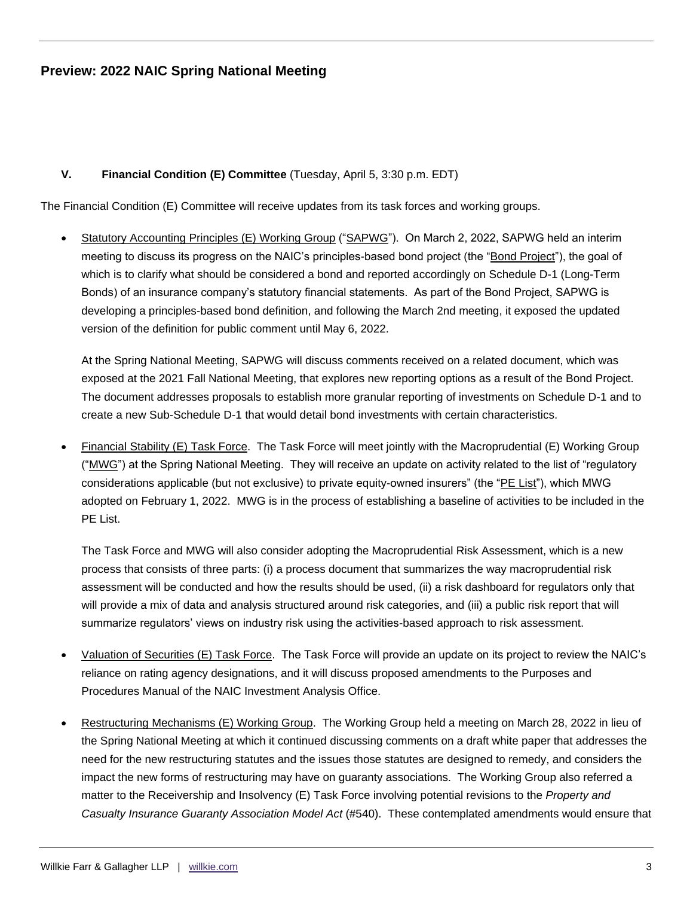## V. Financial Condition (E) Committee (Tuesday, April 5, 3:30 p.m. EDT)

The Financial Condition (E) Committee will receive updates from its task forces and working groups.

- Statutory Accounting Principles (E) Working Group ("SAPWG"). On March 2, 2022, SAPWG held an interim meeting to discuss its progress on the NAIC's principles-based bond project (the "Bond Project"), the goal of which is to clarify what should be considered a bond and reported accordingly on Schedule D-1 (Long-Term Bonds) of an insurance company's statutory financial statements. As part of the Bond Project, SAPWG is developing a principles-based bond definition, and following the March 2nd meeting, it exposed the updated version of the definition for public comment until May 6, 2022.

  At the Spring National Meeting, SAPWG will discuss comments received on a related document, which was exposed at the 2021 Fall National Meeting, that explores new reporting options as a result of the Bond Project. The document addresses proposals to establish more granular reporting of investments on Schedule D-1 and to create a new Sub-Schedule D-1 that would detail bond investments with certain characteristics.

- Financial Stability (E) Task Force. The Task Force will meet jointly with the Macroprudential (E) Working Group ("MWG") at the Spring National Meeting. They will receive an update on activity related to the list of "regulatory considerations applicable (but not exclusive) to private equity-owned insurers" (the "PE List"), which MWG adopted on February 1, 2022. MWG is in the process of establishing a baseline of activities to be included in the PE List.

  The Task Force and MWG will also consider adopting the Macroprudential Risk Assessment, which is a new process that consists of three parts: (i) a process document that summarizes the way macroprudential risk assessment will be conducted and how the results should be used, (ii) a risk dashboard for regulators only that will provide a mix of data and analysis structured around risk categories, and (iii) a public risk report that will summarize regulators' views on industry risk using the activities-based approach to risk assessment.

- Valuation of Securities (E) Task Force. The Task Force will provide an update on its project to review the NAIC's reliance on rating agency designations, and it will discuss proposed amendments to the Purposes and Procedures Manual of the NAIC Investment Analysis Office.

- Restructuring Mechanisms (E) Working Group. The Working Group held a meeting on March 28, 2022 in lieu of the Spring National Meeting at which it continued discussing comments on a draft white paper that addresses the need for the new restructuring statutes and the issues those statutes are designed to remedy, and considers the impact the new forms of restructuring may have on guaranty associations. The Working Group also referred a matter to the Receivership and Insolvency (E) Task Force involving potential revisions to the *Property and Casualty Insurance Guaranty Association Model Act* (#540). These contemplated amendments would ensure that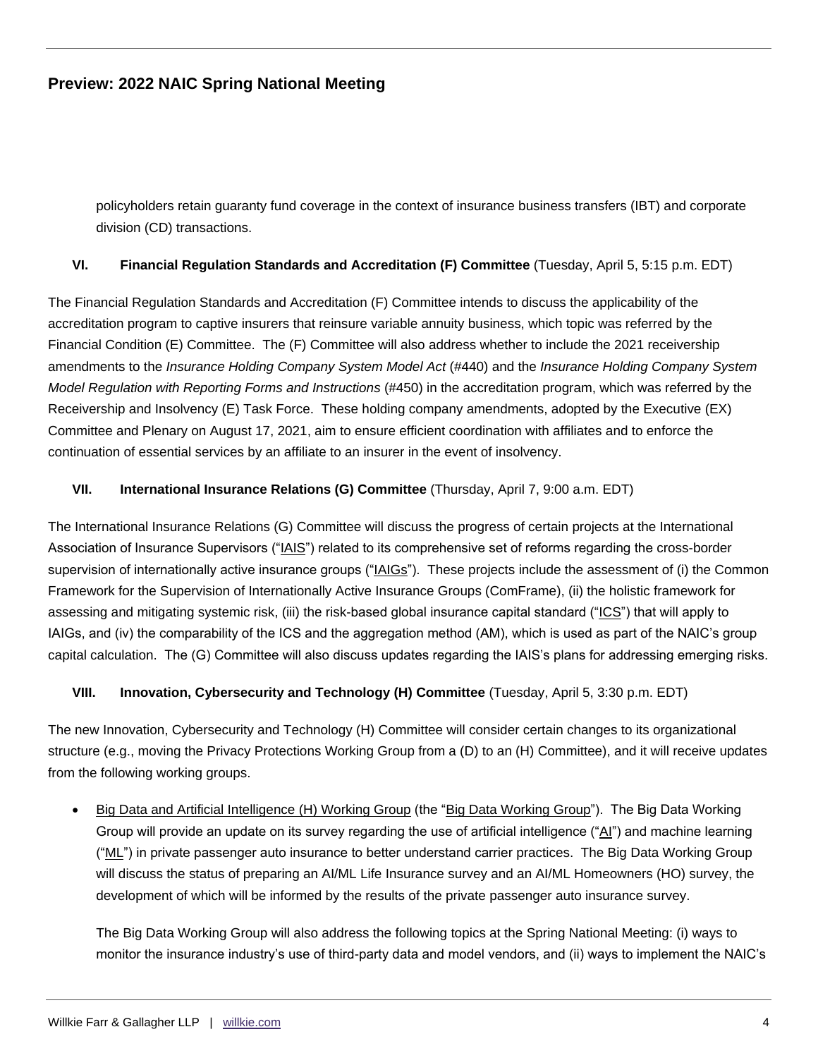policyholders retain guaranty fund coverage in the context of insurance business transfers (IBT) and corporate division (CD) transactions.

### VI. Financial Regulation Standards and Accreditation (F) Committee (Tuesday, April 5, 5:15 p.m. EDT)

The Financial Regulation Standards and Accreditation (F) Committee intends to discuss the applicability of the accreditation program to captive insurers that reinsure variable annuity business, which topic was referred by the Financial Condition (E) Committee. The (F) Committee will also address whether to include the 2021 receivership amendments to the *Insurance Holding Company System Model Act* (#440) and the *Insurance Holding Company System Model Regulation with Reporting Forms and Instructions* (#450) in the accreditation program, which was referred by the Receivership and Insolvency (E) Task Force. These holding company amendments, adopted by the Executive (EX) Committee and Plenary on August 17, 2021, aim to ensure efficient coordination with affiliates and to enforce the continuation of essential services by an affiliate to an insurer in the event of insolvency.

### VII. International Insurance Relations (G) Committee (Thursday, April 7, 9:00 a.m. EDT)

The International Insurance Relations (G) Committee will discuss the progress of certain projects at the International Association of Insurance Supervisors ("IAIS") related to its comprehensive set of reforms regarding the cross-border supervision of internationally active insurance groups ("IAIGs"). These projects include the assessment of (i) the Common Framework for the Supervision of Internationally Active Insurance Groups (ComFrame), (ii) the holistic framework for assessing and mitigating systemic risk, (iii) the risk-based global insurance capital standard ("ICS") that will apply to IAIGs, and (iv) the comparability of the ICS and the aggregation method (AM), which is used as part of the NAIC's group capital calculation. The (G) Committee will also discuss updates regarding the IAIS's plans for addressing emerging risks.

### VIII. Innovation, Cybersecurity and Technology (H) Committee (Tuesday, April 5, 3:30 p.m. EDT)

The new Innovation, Cybersecurity and Technology (H) Committee will consider certain changes to its organizational structure (e.g., moving the Privacy Protections Working Group from a (D) to an (H) Committee), and it will receive updates from the following working groups.

- Big Data and Artificial Intelligence (H) Working Group (the "Big Data Working Group"). The Big Data Working Group will provide an update on its survey regarding the use of artificial intelligence ("AI") and machine learning ("ML") in private passenger auto insurance to better understand carrier practices. The Big Data Working Group will discuss the status of preparing an AI/ML Life Insurance survey and an AI/ML Homeowners (HO) survey, the development of which will be informed by the results of the private passenger auto insurance survey.

  The Big Data Working Group will also address the following topics at the Spring National Meeting: (i) ways to monitor the insurance industry's use of third-party data and model vendors, and (ii) ways to implement the NAIC's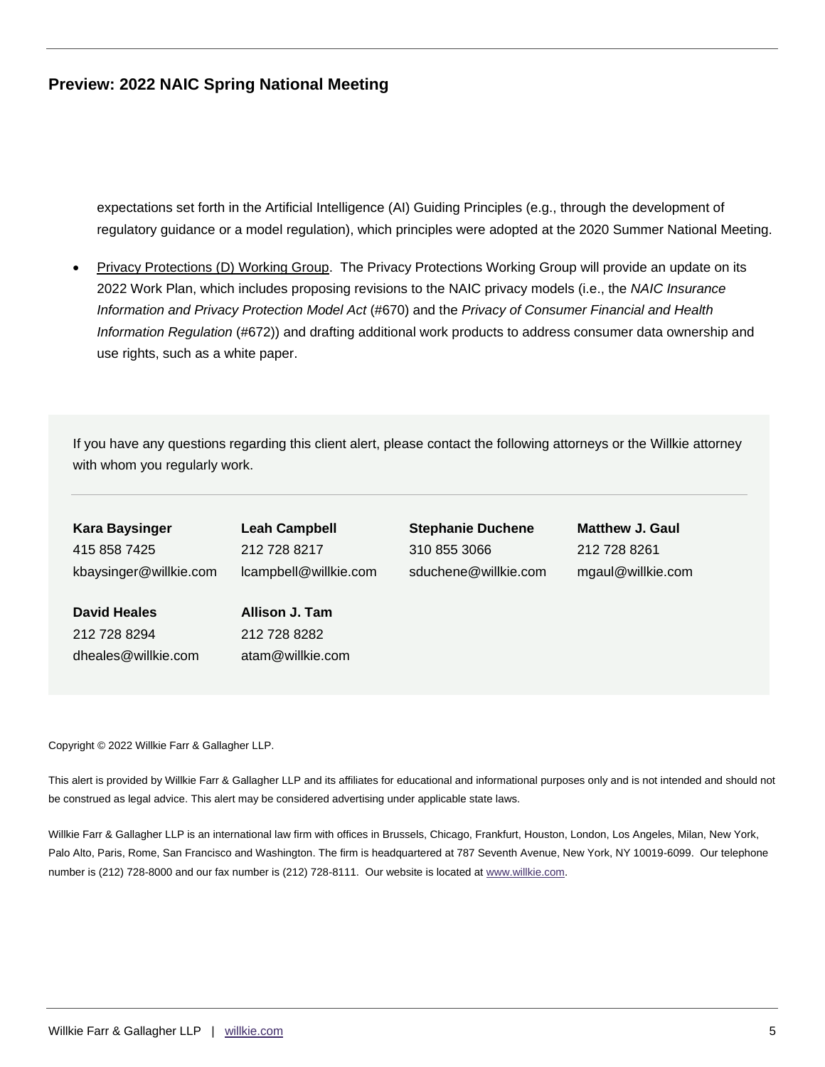expectations set forth in the Artificial Intelligence (AI) Guiding Principles (e.g., through the development of regulatory guidance or a model regulation), which principles were adopted at the 2020 Summer National Meeting.

- Privacy Protections (D) Working Group. The Privacy Protections Working Group will provide an update on its 2022 Work Plan, which includes proposing revisions to the NAIC privacy models (i.e., the *NAIC Insurance Information and Privacy Protection Model Act* (#670) and the *Privacy of Consumer Financial and Health Information Regulation* (#672)) and drafting additional work products to address consumer data ownership and use rights, such as a white paper.

If you have any questions regarding this client alert, please contact the following attorneys or the Willkie attorney with whom you regularly work.

**Kara Baysinger**
415 858 7425
kbaysinger@willkie.com

**Leah Campbell**
212 728 8217
lcampbell@willkie.com

**Stephanie Duchene**
310 855 3066
sduchene@willkie.com

**Matthew J. Gaul**
212 728 8261
mgaul@willkie.com

**David Heales**
212 728 8294
dheales@willkie.com

**Allison J. Tam**
212 728 8282
atam@willkie.com

Copyright © 2022 Willkie Farr & Gallagher LLP.

This alert is provided by Willkie Farr & Gallagher LLP and its affiliates for educational and informational purposes only and is not intended and should not be construed as legal advice. This alert may be considered advertising under applicable state laws.

Willkie Farr & Gallagher LLP is an international law firm with offices in Brussels, Chicago, Frankfurt, Houston, London, Los Angeles, Milan, New York, Palo Alto, Paris, Rome, San Francisco and Washington. The firm is headquartered at 787 Seventh Avenue, New York, NY 10019-6099. Our telephone number is (212) 728-8000 and our fax number is (212) 728-8111. Our website is located at www.willkie.com.